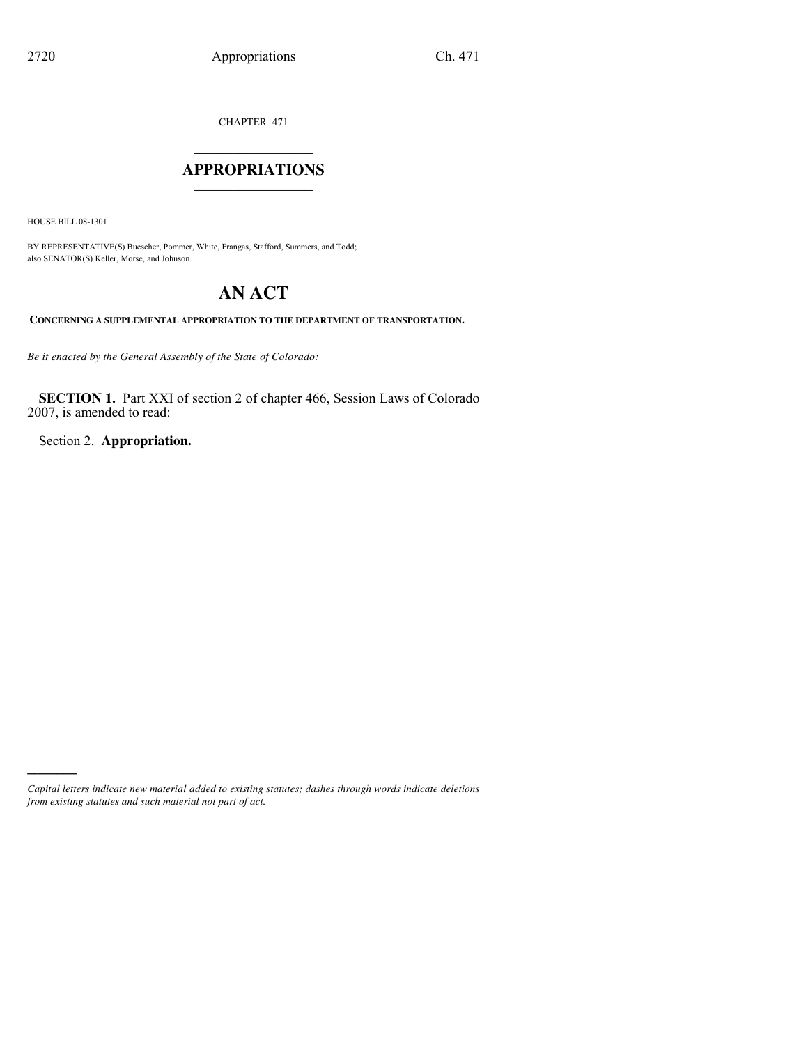CHAPTER 471

# APPROPRIATIONS

HOUSE BILL 08-1301

BY REPRESENTATIVE(S) Buescher, Pommer, White, Frangas, Stafford, Summers, and Todd; also SENATOR(S) Keller, Morse, and Johnson.

# AN ACT

**CONCERNING A SUPPLEMENTAL APPROPRIATION TO THE DEPARTMENT OF TRANSPORTATION.**

*Be it enacted by the General Assembly of the State of Colorado:*

**SECTION 1.** Part XXI of section 2 of chapter 466, Session Laws of Colorado 2007, is amended to read:

Section 2. **Appropriation.**

---

*Capital letters indicate new material added to existing statutes; dashes through words indicate deletions from existing statutes and such material not part of act.*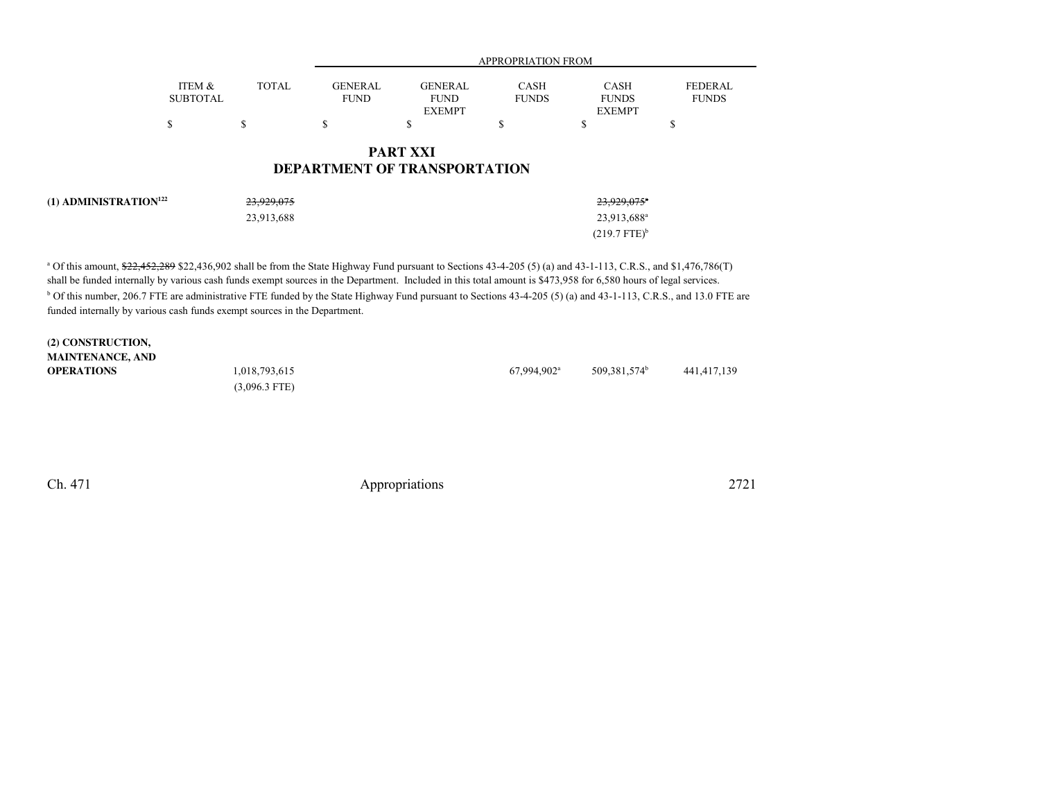| | ITEM & SUBTOTAL | TOTAL | APPROPRIATION FROM GENERAL FUND | GENERAL FUND EXEMPT | CASH FUNDS | CASH FUNDS EXEMPT | FEDERAL FUNDS |
|---|---|---|---|---|---|---|---|
| | $ | $ | $ | $ | $ | $ | $ |

## PART XXI
## DEPARTMENT OF TRANSPORTATION

| | ITEM & SUBTOTAL | TOTAL | GENERAL FUND | GENERAL FUND EXEMPT | CASH FUNDS | CASH FUNDS EXEMPT | FEDERAL FUNDS |
|---|---|---|---|---|---|---|---|
| **(1) ADMINISTRATION**[122] | | ~~23,929,075~~ | | | | ~~23,929,075~~[a] | |
| | | 23,913,688 | | | | 23,913,688[a] | |
| | | | | | | (219.7 FTE)[b] | |

[a] Of this amount, ~~$22,452,289~~ $22,436,902 shall be from the State Highway Fund pursuant to Sections 43-4-205 (5) (a) and 43-1-113, C.R.S., and $1,476,786(T) shall be funded internally by various cash funds exempt sources in the Department. Included in this total amount is $473,958 for 6,580 hours of legal services.

[b] Of this number, 206.7 FTE are administrative FTE funded by the State Highway Fund pursuant to Sections 43-4-205 (5) (a) and 43-1-113, C.R.S., and 13.0 FTE are funded internally by various cash funds exempt sources in the Department.

| | ITEM & SUBTOTAL | TOTAL | GENERAL FUND | GENERAL FUND EXEMPT | CASH FUNDS | CASH FUNDS EXEMPT | FEDERAL FUNDS |
|---|---|---|---|---|---|---|---|
| **(2) CONSTRUCTION, MAINTENANCE, AND OPERATIONS** | | 1,018,793,615 | | | 67,994,902[a] | 509,381,574[b] | 441,417,139 |
| | | (3,096.3 FTE) | | | | | |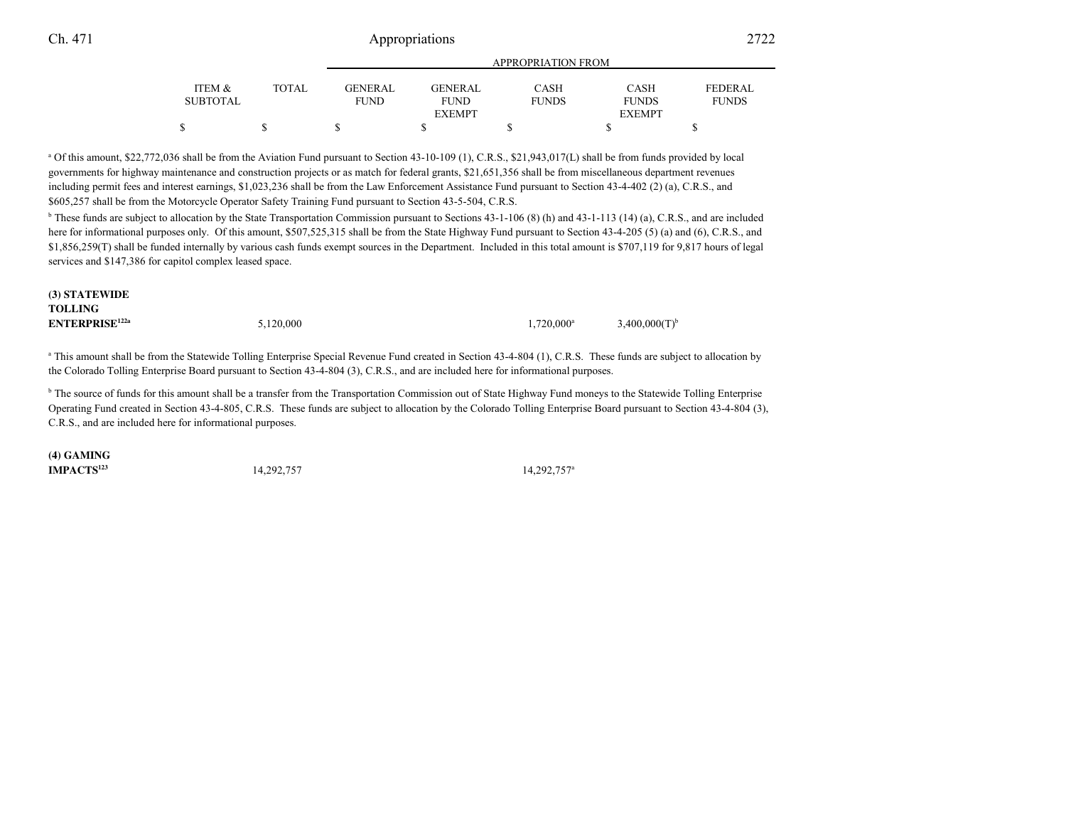| | ITEM & SUBTOTAL | TOTAL | APPROPRIATION FROM GENERAL FUND | GENERAL FUND EXEMPT | CASH FUNDS | CASH FUNDS EXEMPT | FEDERAL FUNDS |
|---|---|---|---|---|---|---|---|
| | $ | $ | $ | $ | $ | $ | $ |

[a] Of this amount, $22,772,036 shall be from the Aviation Fund pursuant to Section 43-10-109 (1), C.R.S., $21,943,017(L) shall be from funds provided by local governments for highway maintenance and construction projects or as match for federal grants, $21,651,356 shall be from miscellaneous department revenues including permit fees and interest earnings, $1,023,236 shall be from the Law Enforcement Assistance Fund pursuant to Section 43-4-402 (2) (a), C.R.S., and $605,257 shall be from the Motorcycle Operator Safety Training Fund pursuant to Section 43-5-504, C.R.S.

[b] These funds are subject to allocation by the State Transportation Commission pursuant to Sections 43-1-106 (8) (h) and 43-1-113 (14) (a), C.R.S., and are included here for informational purposes only. Of this amount, $507,525,315 shall be from the State Highway Fund pursuant to Section 43-4-205 (5) (a) and (6), C.R.S., and $1,856,259(T) shall be funded internally by various cash funds exempt sources in the Department. Included in this total amount is $707,119 for 9,817 hours of legal services and $147,386 for capitol complex leased space.

| | ITEM & SUBTOTAL | TOTAL | GENERAL FUND | GENERAL FUND EXEMPT | CASH FUNDS | CASH FUNDS EXEMPT | FEDERAL FUNDS |
|---|---|---|---|---|---|---|---|
| **(3) STATEWIDE TOLLING ENTERPRISE**[122a] | | 5,120,000 | | | 1,720,000[a] | 3,400,000(T)[b] | |

[a] This amount shall be from the Statewide Tolling Enterprise Special Revenue Fund created in Section 43-4-804 (1), C.R.S. These funds are subject to allocation by the Colorado Tolling Enterprise Board pursuant to Section 43-4-804 (3), C.R.S., and are included here for informational purposes.

[b] The source of funds for this amount shall be a transfer from the Transportation Commission out of State Highway Fund moneys to the Statewide Tolling Enterprise Operating Fund created in Section 43-4-805, C.R.S. These funds are subject to allocation by the Colorado Tolling Enterprise Board pursuant to Section 43-4-804 (3), C.R.S., and are included here for informational purposes.

| | ITEM & SUBTOTAL | TOTAL | GENERAL FUND | GENERAL FUND EXEMPT | CASH FUNDS | CASH FUNDS EXEMPT | FEDERAL FUNDS |
|---|---|---|---|---|---|---|---|
| **(4) GAMING IMPACTS**[123] | | 14,292,757 | | | 14,292,757[a] | | |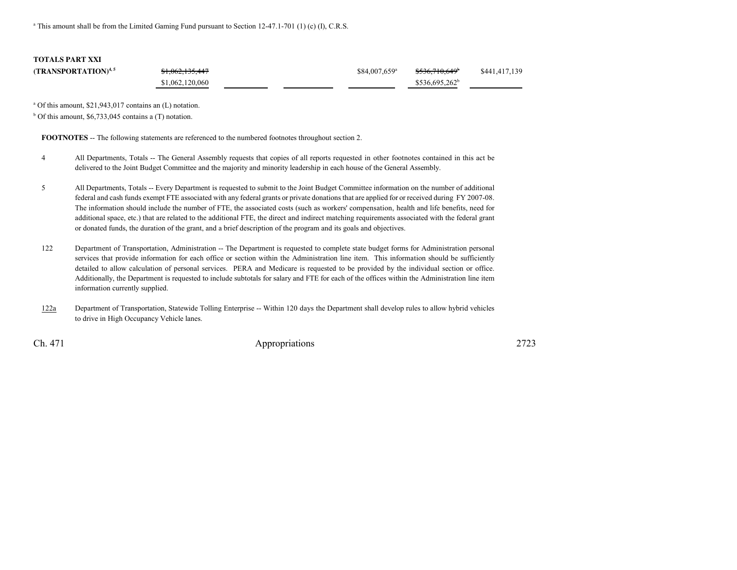[a] This amount shall be from the Limited Gaming Fund pursuant to Section 12-47.1-701 (1) (c) (I), C.R.S.

| | | | | | | |
|---|---|---|---|---|---|---|
| **TOTALS PART XXI (TRANSPORTATION)**[4, 5] | ~~$1,062,135,447~~ $1,062,120,060 | | | $84,007,659[a] | ~~$536,710,649~~[b] $536,695,262[b] | $441,417,139 |

[a] Of this amount, $21,943,017 contains an (L) notation.

[b] Of this amount, $6,733,045 contains a (T) notation.

**FOOTNOTES** -- The following statements are referenced to the numbered footnotes throughout section 2.

4 All Departments, Totals -- The General Assembly requests that copies of all reports requested in other footnotes contained in this act be delivered to the Joint Budget Committee and the majority and minority leadership in each house of the General Assembly.

5 All Departments, Totals -- Every Department is requested to submit to the Joint Budget Committee information on the number of additional federal and cash funds exempt FTE associated with any federal grants or private donations that are applied for or received during FY 2007-08. The information should include the number of FTE, the associated costs (such as workers' compensation, health and life benefits, need for additional space, etc.) that are related to the additional FTE, the direct and indirect matching requirements associated with the federal grant or donated funds, the duration of the grant, and a brief description of the program and its goals and objectives.

122 Department of Transportation, Administration -- The Department is requested to complete state budget forms for Administration personal services that provide information for each office or section within the Administration line item. This information should be sufficiently detailed to allow calculation of personal services. PERA and Medicare is requested to be provided by the individual section or office. Additionally, the Department is requested to include subtotals for salary and FTE for each of the offices within the Administration line item information currently supplied.

<u>122a</u> Department of Transportation, Statewide Tolling Enterprise -- Within 120 days the Department shall develop rules to allow hybrid vehicles to drive in High Occupancy Vehicle lanes.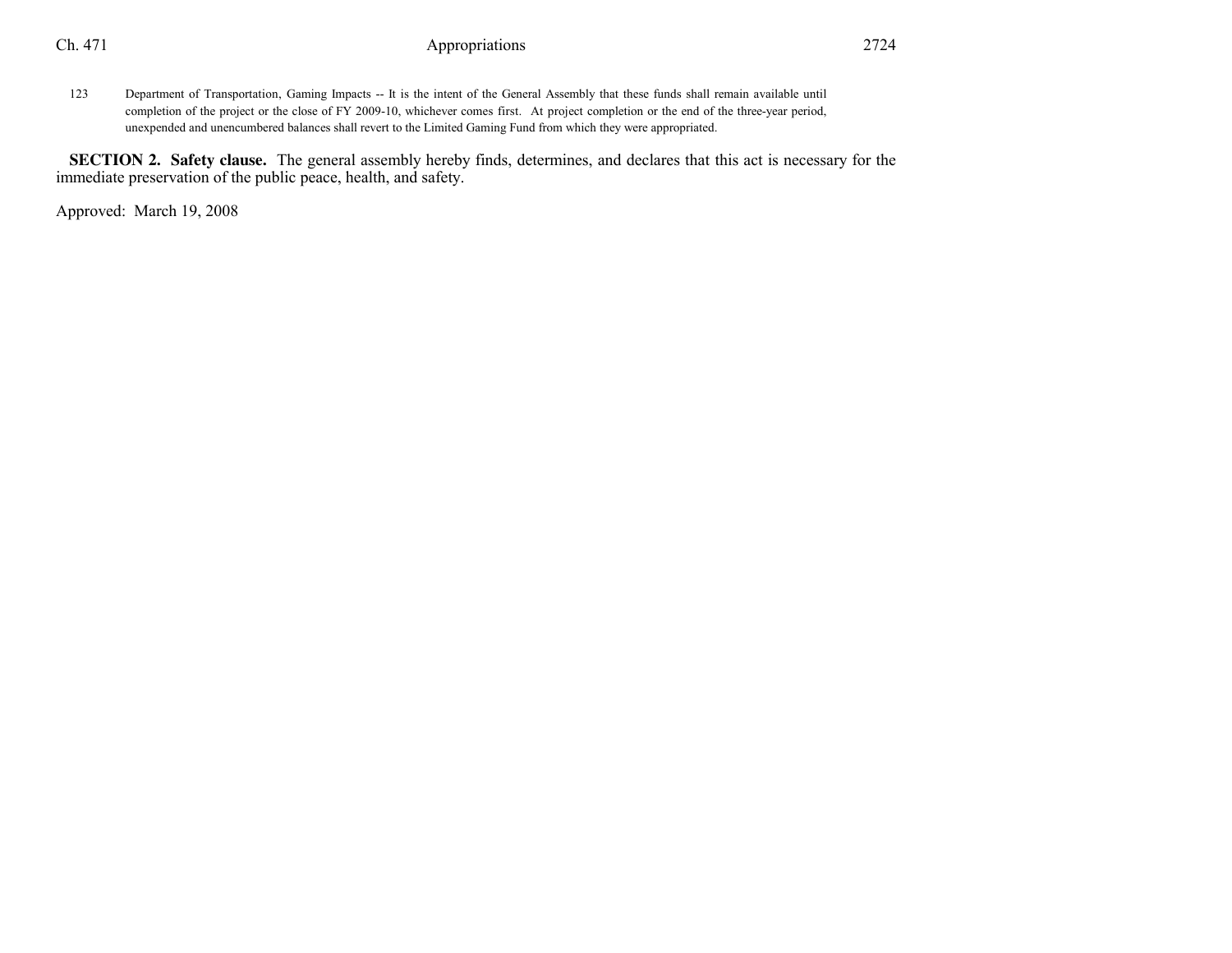123 Department of Transportation, Gaming Impacts -- It is the intent of the General Assembly that these funds shall remain available until completion of the project or the close of FY 2009-10, whichever comes first. At project completion or the end of the three-year period, unexpended and unencumbered balances shall revert to the Limited Gaming Fund from which they were appropriated.

**SECTION 2. Safety clause.** The general assembly hereby finds, determines, and declares that this act is necessary for the immediate preservation of the public peace, health, and safety.

Approved: March 19, 2008